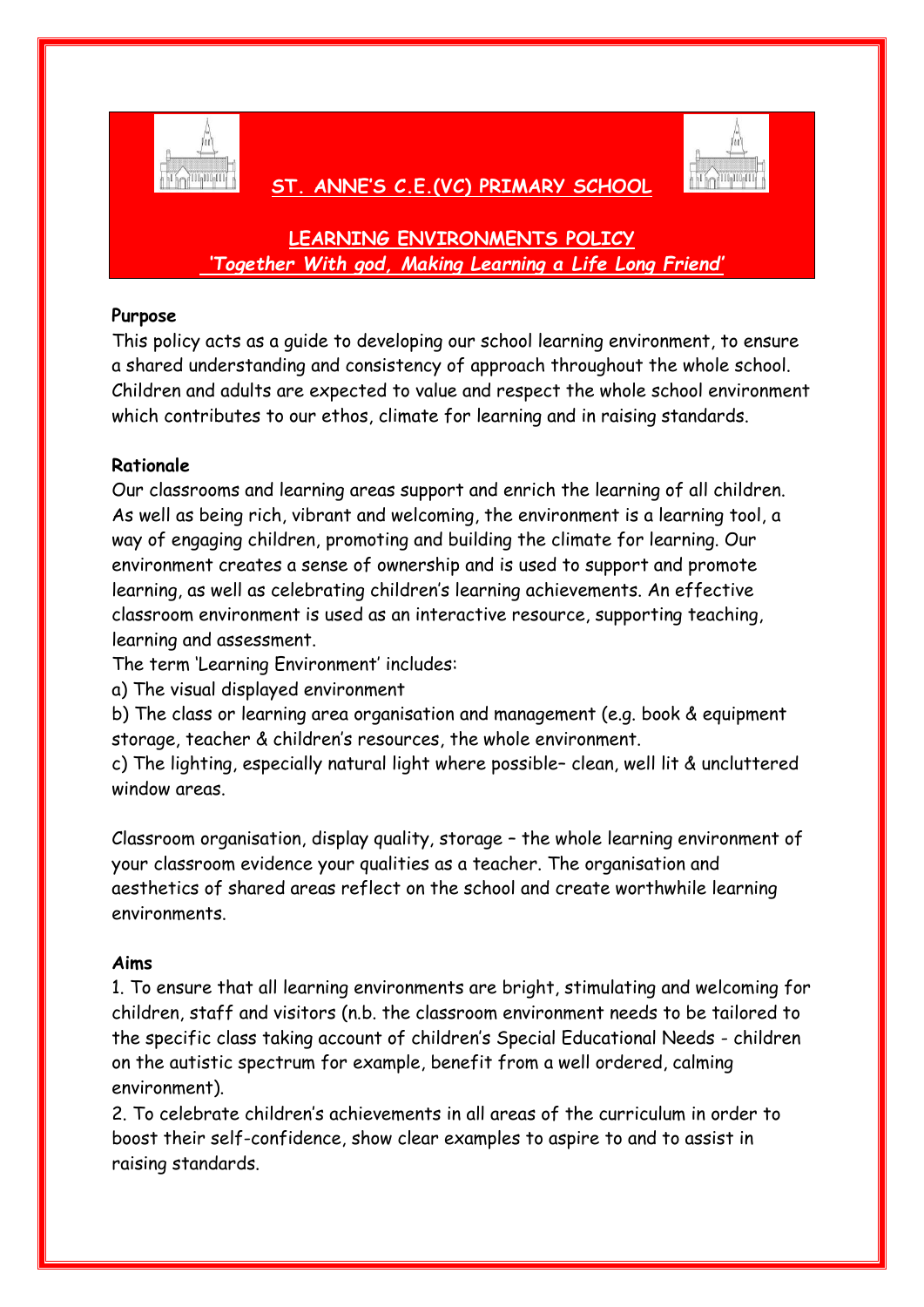# ST. ANNE'S C.E.(VC) PRIMARY SCHOOL

## LEARNING ENVIRONMENTS POLICY

*'Together With god, Making Learning a Life Long Friend'*

**Purpose**

This policy acts as a guide to developing our school learning environment, to ensure a shared understanding and consistency of approach throughout the whole school. Children and adults are expected to value and respect the whole school environment which contributes to our ethos, climate for learning and in raising standards.

**Rationale**

Our classrooms and learning areas support and enrich the learning of all children. As well as being rich, vibrant and welcoming, the environment is a learning tool, a way of engaging children, promoting and building the climate for learning. Our environment creates a sense of ownership and is used to support and promote learning, as well as celebrating children's learning achievements. An effective classroom environment is used as an interactive resource, supporting teaching, learning and assessment.

The term 'Learning Environment' includes:

a) The visual displayed environment

b) The class or learning area organisation and management (e.g. book & equipment storage, teacher & children's resources, the whole environment.

c) The lighting, especially natural light where possible– clean, well lit & uncluttered window areas.

Classroom organisation, display quality, storage – the whole learning environment of your classroom evidence your qualities as a teacher. The organisation and aesthetics of shared areas reflect on the school and create worthwhile learning environments.

**Aims**

1. To ensure that all learning environments are bright, stimulating and welcoming for children, staff and visitors (n.b. the classroom environment needs to be tailored to the specific class taking account of children's Special Educational Needs - children on the autistic spectrum for example, benefit from a well ordered, calming environment).

2. To celebrate children's achievements in all areas of the curriculum in order to boost their self-confidence, show clear examples to aspire to and to assist in raising standards.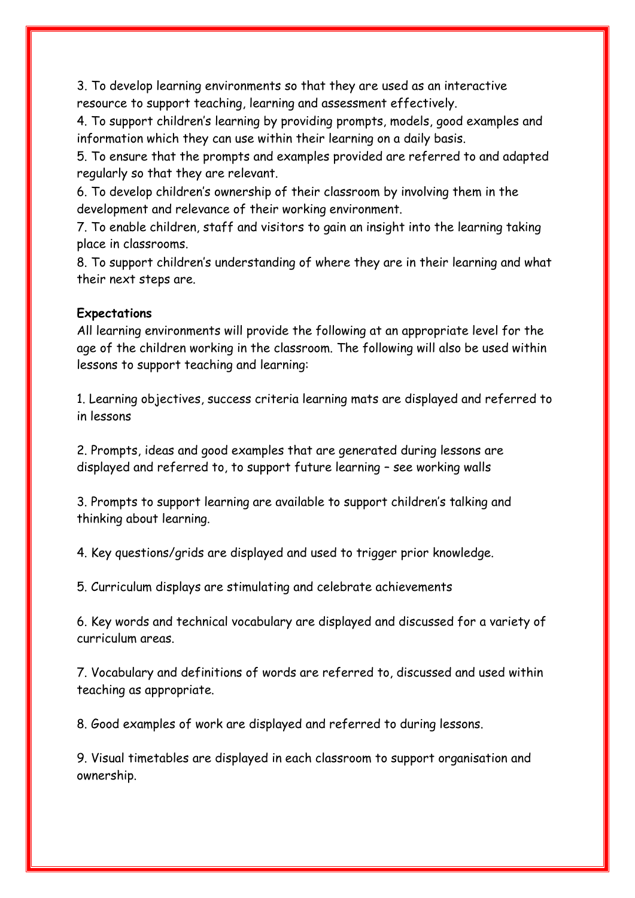3. To develop learning environments so that they are used as an interactive resource to support teaching, learning and assessment effectively.
4. To support children's learning by providing prompts, models, good examples and information which they can use within their learning on a daily basis.
5. To ensure that the prompts and examples provided are referred to and adapted regularly so that they are relevant.
6. To develop children's ownership of their classroom by involving them in the development and relevance of their working environment.
7. To enable children, staff and visitors to gain an insight into the learning taking place in classrooms.
8. To support children's understanding of where they are in their learning and what their next steps are.

**Expectations**

All learning environments will provide the following at an appropriate level for the age of the children working in the classroom. The following will also be used within lessons to support teaching and learning:

1. Learning objectives, success criteria learning mats are displayed and referred to in lessons

2. Prompts, ideas and good examples that are generated during lessons are displayed and referred to, to support future learning – see working walls

3. Prompts to support learning are available to support children's talking and thinking about learning.

4. Key questions/grids are displayed and used to trigger prior knowledge.

5. Curriculum displays are stimulating and celebrate achievements

6. Key words and technical vocabulary are displayed and discussed for a variety of curriculum areas.

7. Vocabulary and definitions of words are referred to, discussed and used within teaching as appropriate.

8. Good examples of work are displayed and referred to during lessons.

9. Visual timetables are displayed in each classroom to support organisation and ownership.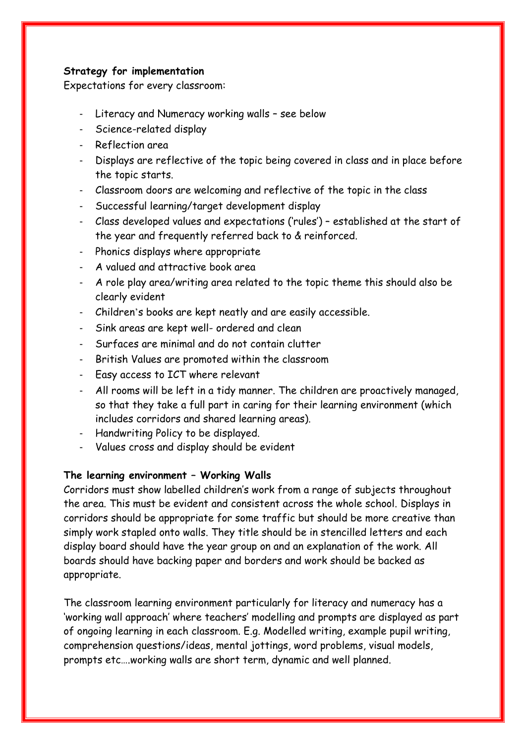**Strategy for implementation**

Expectations for every classroom:

- Literacy and Numeracy working walls – see below
- Science-related display
- Reflection area
- Displays are reflective of the topic being covered in class and in place before the topic starts.
- Classroom doors are welcoming and reflective of the topic in the class
- Successful learning/target development display
- Class developed values and expectations ('rules') – established at the start of the year and frequently referred back to & reinforced.
- Phonics displays where appropriate
- A valued and attractive book area
- A role play area/writing area related to the topic theme this should also be clearly evident
- Children's books are kept neatly and are easily accessible.
- Sink areas are kept well- ordered and clean
- Surfaces are minimal and do not contain clutter
- British Values are promoted within the classroom
- Easy access to ICT where relevant
- All rooms will be left in a tidy manner. The children are proactively managed, so that they take a full part in caring for their learning environment (which includes corridors and shared learning areas).
- Handwriting Policy to be displayed.
- Values cross and display should be evident

**The learning environment – Working Walls**

Corridors must show labelled children's work from a range of subjects throughout the area. This must be evident and consistent across the whole school. Displays in corridors should be appropriate for some traffic but should be more creative than simply work stapled onto walls. They title should be in stencilled letters and each display board should have the year group on and an explanation of the work. All boards should have backing paper and borders and work should be backed as appropriate.

The classroom learning environment particularly for literacy and numeracy has a 'working wall approach' where teachers' modelling and prompts are displayed as part of ongoing learning in each classroom. E.g. Modelled writing, example pupil writing, comprehension questions/ideas, mental jottings, word problems, visual models, prompts etc….working walls are short term, dynamic and well planned.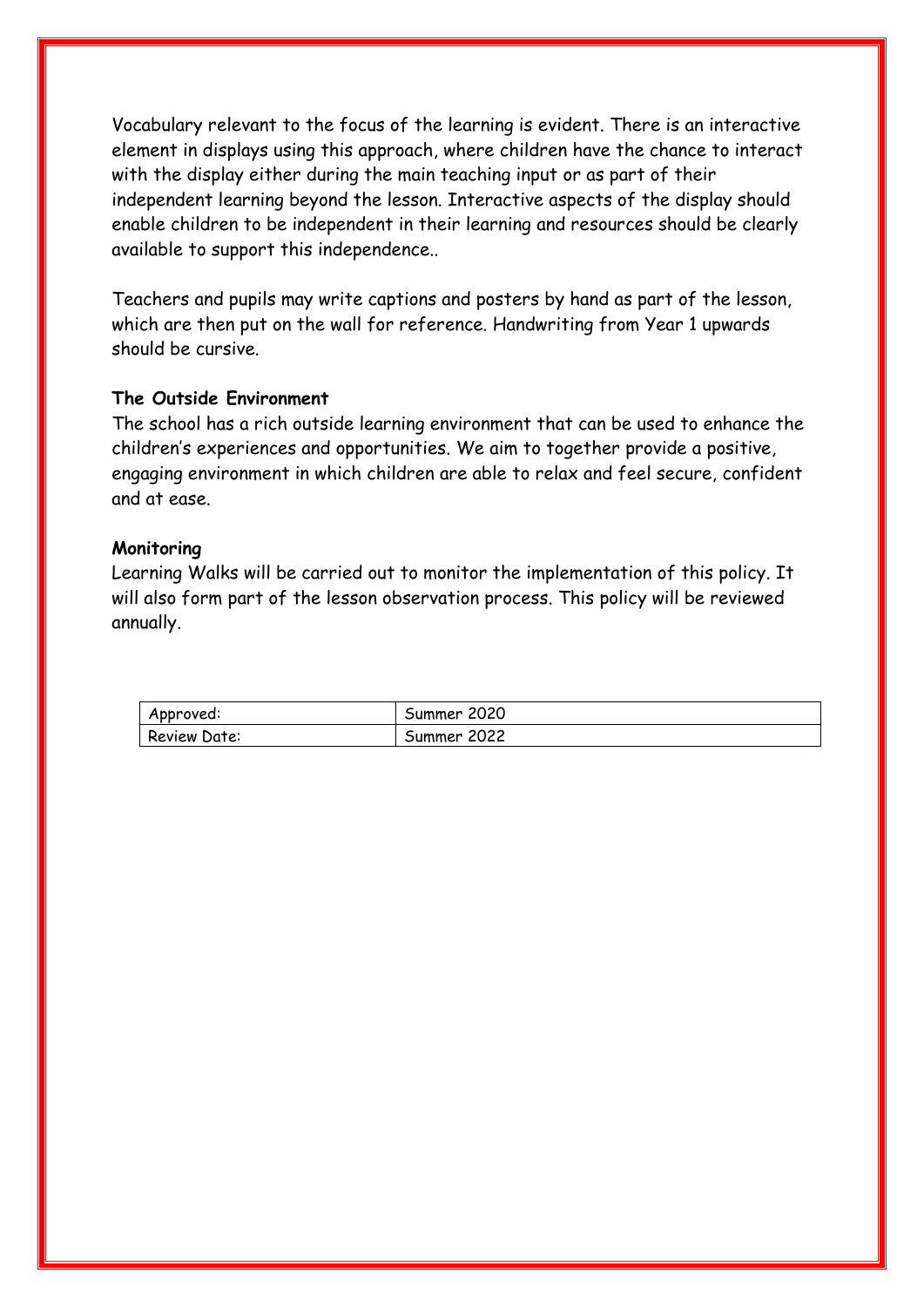Vocabulary relevant to the focus of the learning is evident. There is an interactive element in displays using this approach, where children have the chance to interact with the display either during the main teaching input or as part of their independent learning beyond the lesson. Interactive aspects of the display should enable children to be independent in their learning and resources should be clearly available to support this independence..

Teachers and pupils may write captions and posters by hand as part of the lesson, which are then put on the wall for reference. Handwriting from Year 1 upwards should be cursive.

**The Outside Environment**

The school has a rich outside learning environment that can be used to enhance the children's experiences and opportunities. We aim to together provide a positive, engaging environment in which children are able to relax and feel secure, confident and at ease.

**Monitoring**

Learning Walks will be carried out to monitor the implementation of this policy. It will also form part of the lesson observation process. This policy will be reviewed annually.

| | |
|---|---|
| Approved: | Summer 2020 |
| Review Date: | Summer 2022 |